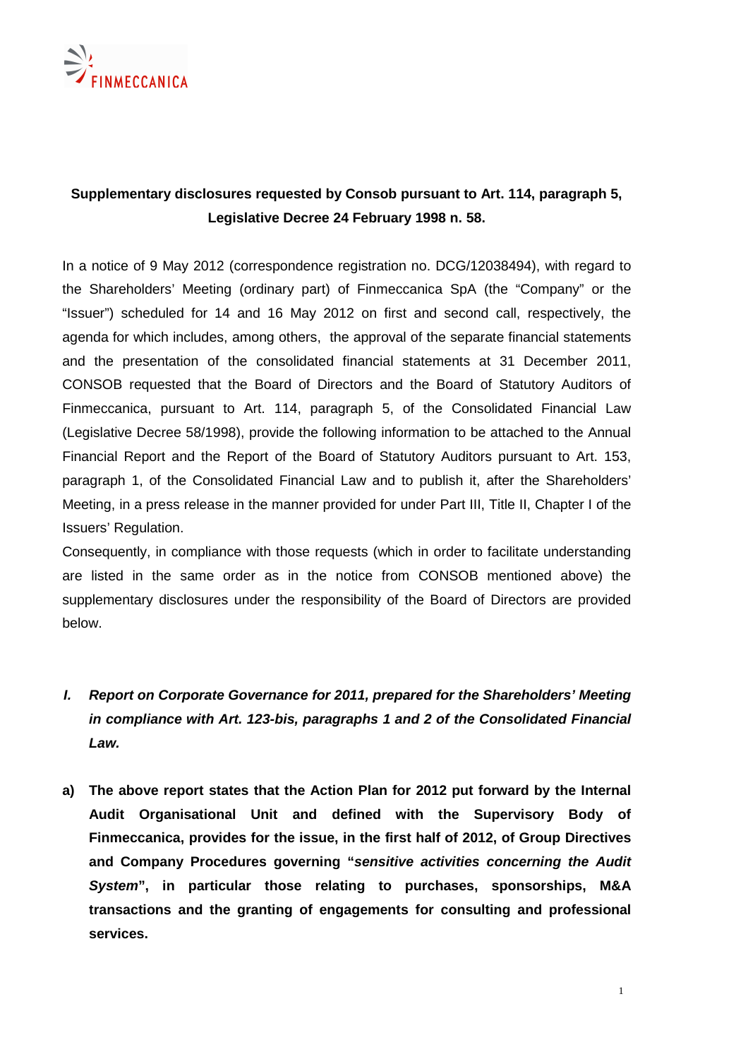FINMECCANICA

## Supplementary disclosures requested by Consob pursuant to Art. 114, paragraph 5, Legislative Decree 24 February 1998 n. 58.

In a notice of 9 May 2012 (correspondence registration no. DCG/12038494), with regard to the Shareholders' Meeting (ordinary part) of Finmeccanica SpA (the "Company" or the "Issuer") scheduled for 14 and 16 May 2012 on first and second call, respectively, the agenda for which includes, among others, the approval of the separate financial statements and the presentation of the consolidated financial statements at 31 December 2011, CONSOB requested that the Board of Directors and the Board of Statutory Auditors of Finmeccanica, pursuant to Art. 114, paragraph 5, of the Consolidated Financial Law (Legislative Decree 58/1998), provide the following information to be attached to the Annual Financial Report and the Report of the Board of Statutory Auditors pursuant to Art. 153, paragraph 1, of the Consolidated Financial Law and to publish it, after the Shareholders' Meeting, in a press release in the manner provided for under Part III, Title II, Chapter I of the Issuers' Regulation.

Consequently, in compliance with those requests (which in order to facilitate understanding are listed in the same order as in the notice from CONSOB mentioned above) the supplementary disclosures under the responsibility of the Board of Directors are provided below.

***I. Report on Corporate Governance for 2011, prepared for the Shareholders' Meeting in compliance with Art. 123-bis, paragraphs 1 and 2 of the Consolidated Financial Law.***

**a) The above report states that the Action Plan for 2012 put forward by the Internal Audit Organisational Unit and defined with the Supervisory Body of Finmeccanica, provides for the issue, in the first half of 2012, of Group Directives and Company Procedures governing "*sensitive activities concerning the Audit System*", in particular those relating to purchases, sponsorships, M&A transactions and the granting of engagements for consulting and professional services.**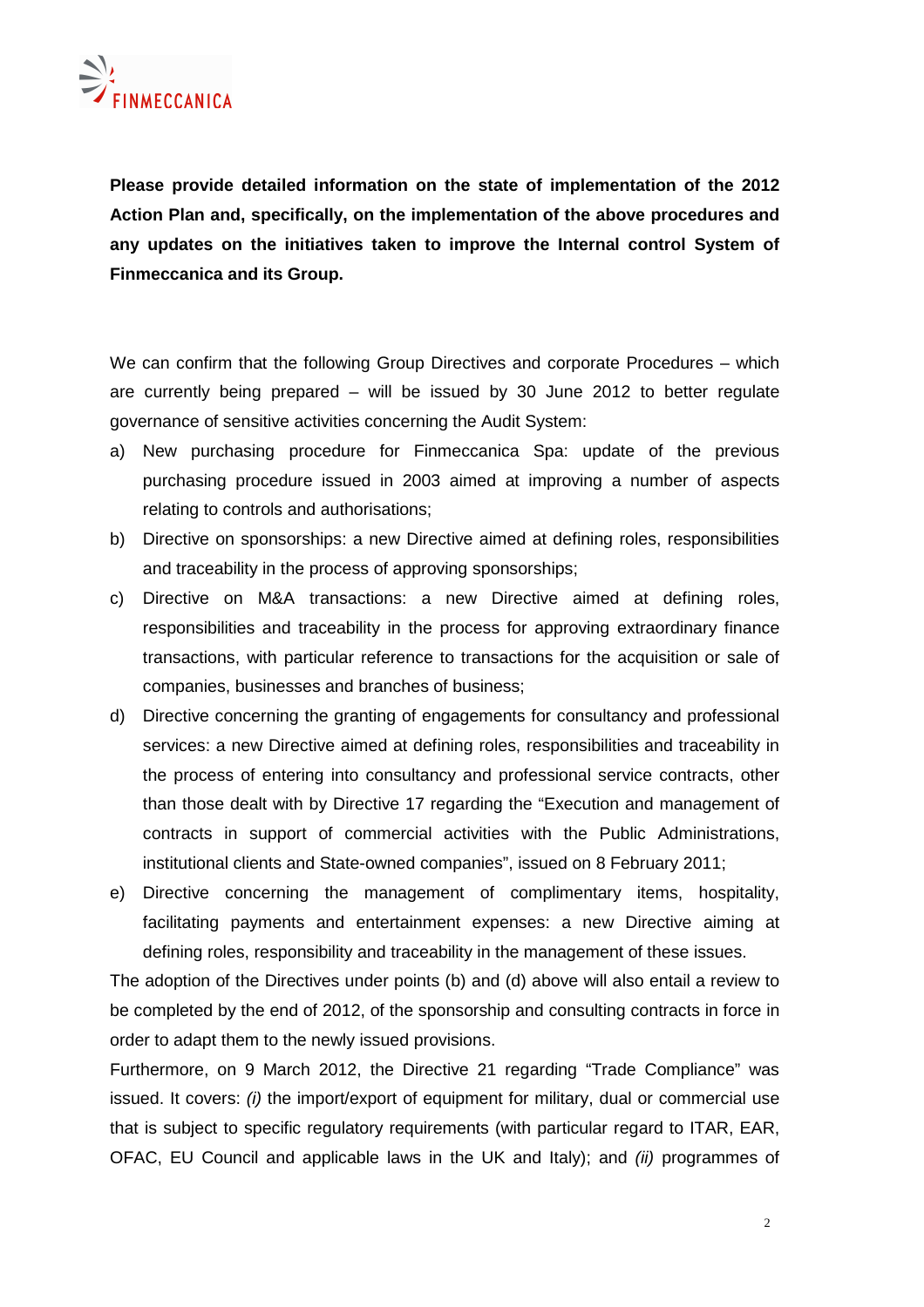**Please provide detailed information on the state of implementation of the 2012 Action Plan and, specifically, on the implementation of the above procedures and any updates on the initiatives taken to improve the Internal control System of Finmeccanica and its Group.**

We can confirm that the following Group Directives and corporate Procedures – which are currently being prepared – will be issued by 30 June 2012 to better regulate governance of sensitive activities concerning the Audit System:

a) New purchasing procedure for Finmeccanica Spa: update of the previous purchasing procedure issued in 2003 aimed at improving a number of aspects relating to controls and authorisations;
b) Directive on sponsorships: a new Directive aimed at defining roles, responsibilities and traceability in the process of approving sponsorships;
c) Directive on M&A transactions: a new Directive aimed at defining roles, responsibilities and traceability in the process for approving extraordinary finance transactions, with particular reference to transactions for the acquisition or sale of companies, businesses and branches of business;
d) Directive concerning the granting of engagements for consultancy and professional services: a new Directive aimed at defining roles, responsibilities and traceability in the process of entering into consultancy and professional service contracts, other than those dealt with by Directive 17 regarding the "Execution and management of contracts in support of commercial activities with the Public Administrations, institutional clients and State-owned companies", issued on 8 February 2011;
e) Directive concerning the management of complimentary items, hospitality, facilitating payments and entertainment expenses: a new Directive aiming at defining roles, responsibility and traceability in the management of these issues.

The adoption of the Directives under points (b) and (d) above will also entail a review to be completed by the end of 2012, of the sponsorship and consulting contracts in force in order to adapt them to the newly issued provisions.

Furthermore, on 9 March 2012, the Directive 21 regarding "Trade Compliance" was issued. It covers: *(i)* the import/export of equipment for military, dual or commercial use that is subject to specific regulatory requirements (with particular regard to ITAR, EAR, OFAC, EU Council and applicable laws in the UK and Italy); and *(ii)* programmes of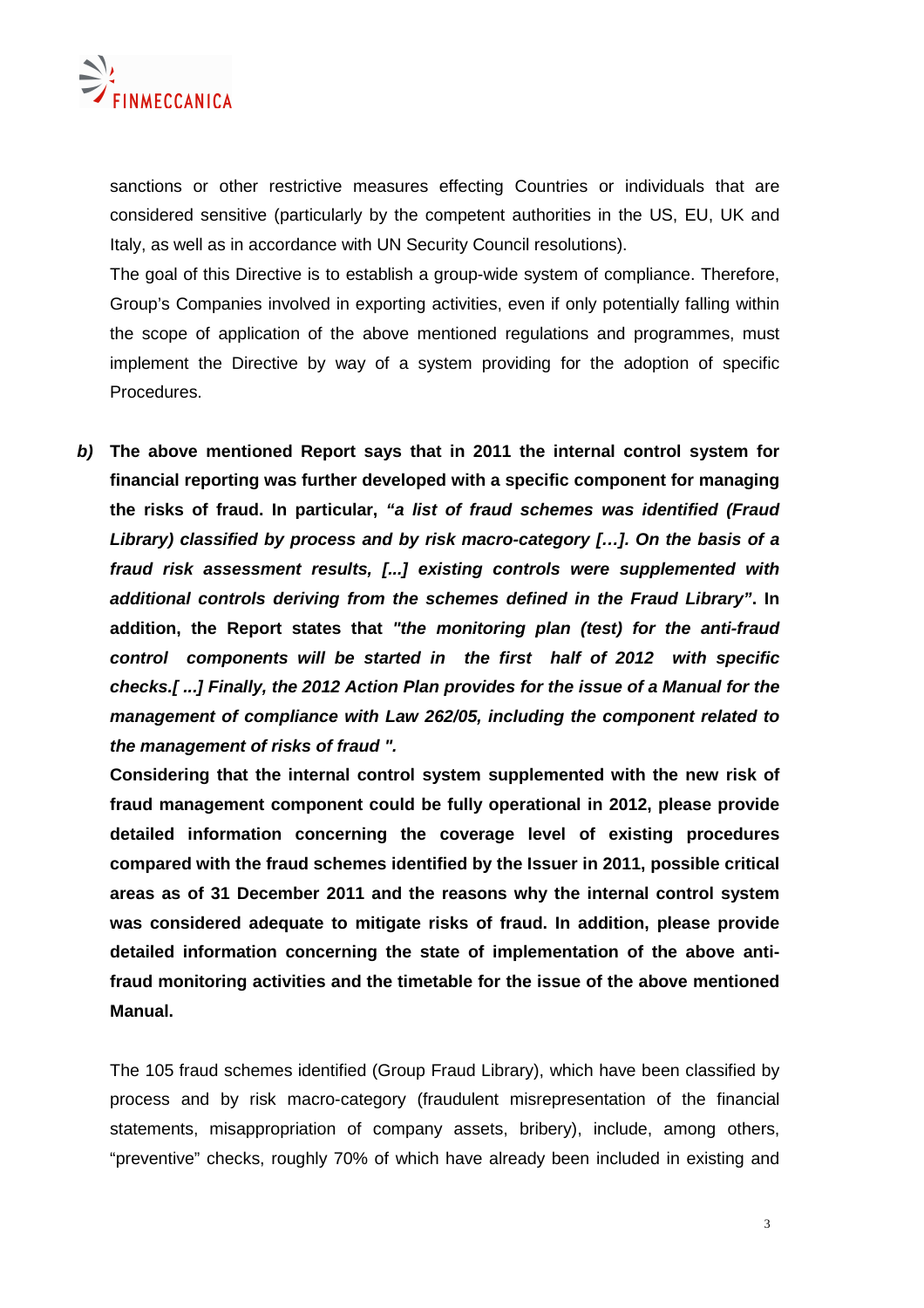sanctions or other restrictive measures effecting Countries or individuals that are considered sensitive (particularly by the competent authorities in the US, EU, UK and Italy, as well as in accordance with UN Security Council resolutions).

The goal of this Directive is to establish a group-wide system of compliance. Therefore, Group's Companies involved in exporting activities, even if only potentially falling within the scope of application of the above mentioned regulations and programmes, must implement the Directive by way of a system providing for the adoption of specific Procedures.

***b)*** **The above mentioned Report says that in 2011 the internal control system for financial reporting was further developed with a specific component for managing the risks of fraud. In particular, *"a list of fraud schemes was identified (Fraud Library) classified by process and by risk macro-category […]. On the basis of a fraud risk assessment results, [...] existing controls were supplemented with additional controls deriving from the schemes defined in the Fraud Library"*. In addition, the Report states that *"the monitoring plan (test) for the anti-fraud control components will be started in the first half of 2012 with specific checks.[ ...] Finally, the 2012 Action Plan provides for the issue of a Manual for the management of compliance with Law 262/05, including the component related to the management of risks of fraud ".***

**Considering that the internal control system supplemented with the new risk of fraud management component could be fully operational in 2012, please provide detailed information concerning the coverage level of existing procedures compared with the fraud schemes identified by the Issuer in 2011, possible critical areas as of 31 December 2011 and the reasons why the internal control system was considered adequate to mitigate risks of fraud. In addition, please provide detailed information concerning the state of implementation of the above anti-fraud monitoring activities and the timetable for the issue of the above mentioned Manual.**

The 105 fraud schemes identified (Group Fraud Library), which have been classified by process and by risk macro-category (fraudulent misrepresentation of the financial statements, misappropriation of company assets, bribery), include, among others, "preventive" checks, roughly 70% of which have already been included in existing and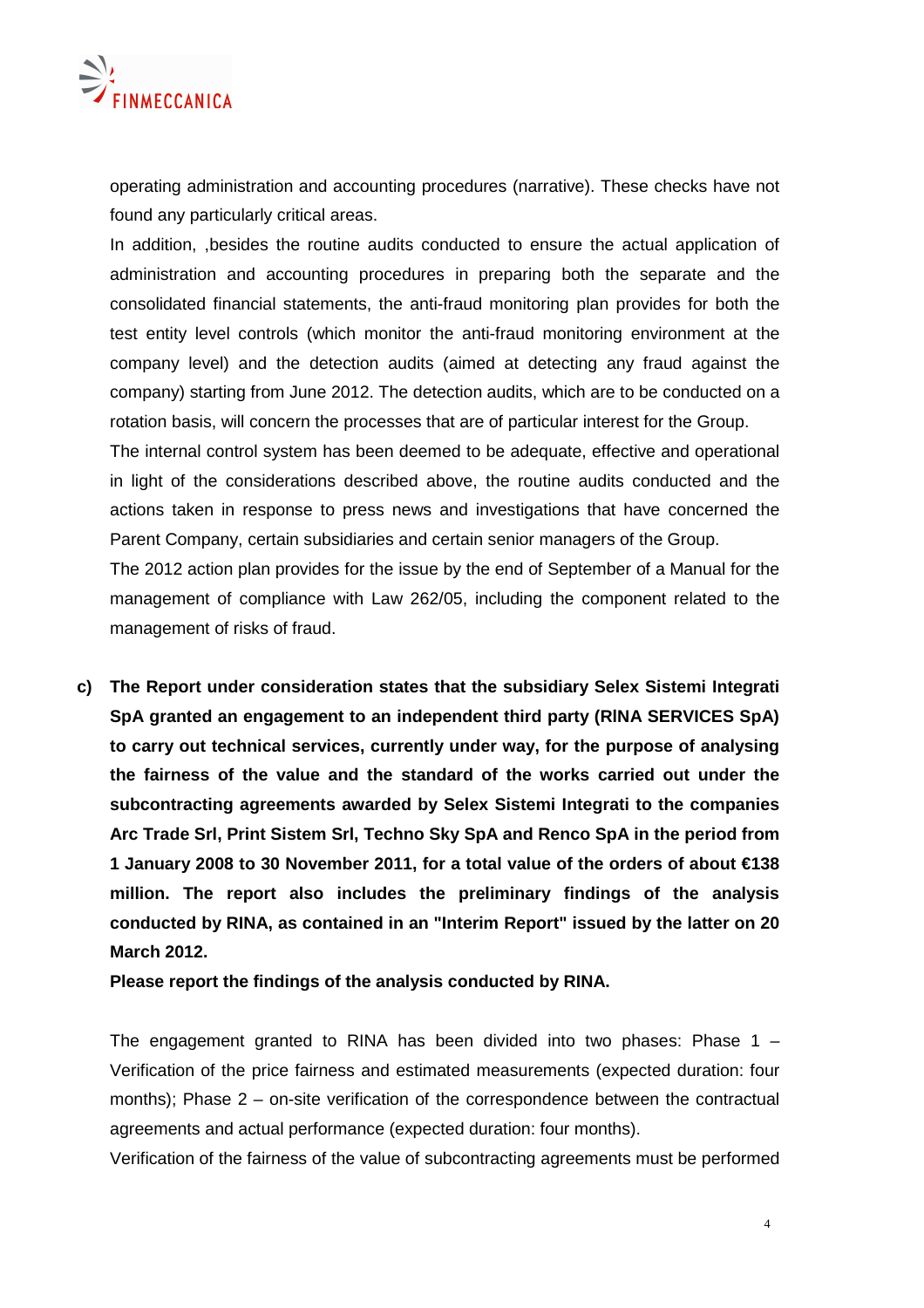operating administration and accounting procedures (narrative). These checks have not found any particularly critical areas.

In addition, ,besides the routine audits conducted to ensure the actual application of administration and accounting procedures in preparing both the separate and the consolidated financial statements, the anti-fraud monitoring plan provides for both the test entity level controls (which monitor the anti-fraud monitoring environment at the company level) and the detection audits (aimed at detecting any fraud against the company) starting from June 2012. The detection audits, which are to be conducted on a rotation basis, will concern the processes that are of particular interest for the Group.

The internal control system has been deemed to be adequate, effective and operational in light of the considerations described above, the routine audits conducted and the actions taken in response to press news and investigations that have concerned the Parent Company, certain subsidiaries and certain senior managers of the Group.

The 2012 action plan provides for the issue by the end of September of a Manual for the management of compliance with Law 262/05, including the component related to the management of risks of fraud.

**c) The Report under consideration states that the subsidiary Selex Sistemi Integrati SpA granted an engagement to an independent third party (RINA SERVICES SpA) to carry out technical services, currently under way, for the purpose of analysing the fairness of the value and the standard of the works carried out under the subcontracting agreements awarded by Selex Sistemi Integrati to the companies Arc Trade Srl, Print Sistem Srl, Techno Sky SpA and Renco SpA in the period from 1 January 2008 to 30 November 2011, for a total value of the orders of about €138 million. The report also includes the preliminary findings of the analysis conducted by RINA, as contained in an "Interim Report" issued by the latter on 20 March 2012.**

**Please report the findings of the analysis conducted by RINA.**

The engagement granted to RINA has been divided into two phases: Phase 1 – Verification of the price fairness and estimated measurements (expected duration: four months); Phase 2 – on-site verification of the correspondence between the contractual agreements and actual performance (expected duration: four months).

Verification of the fairness of the value of subcontracting agreements must be performed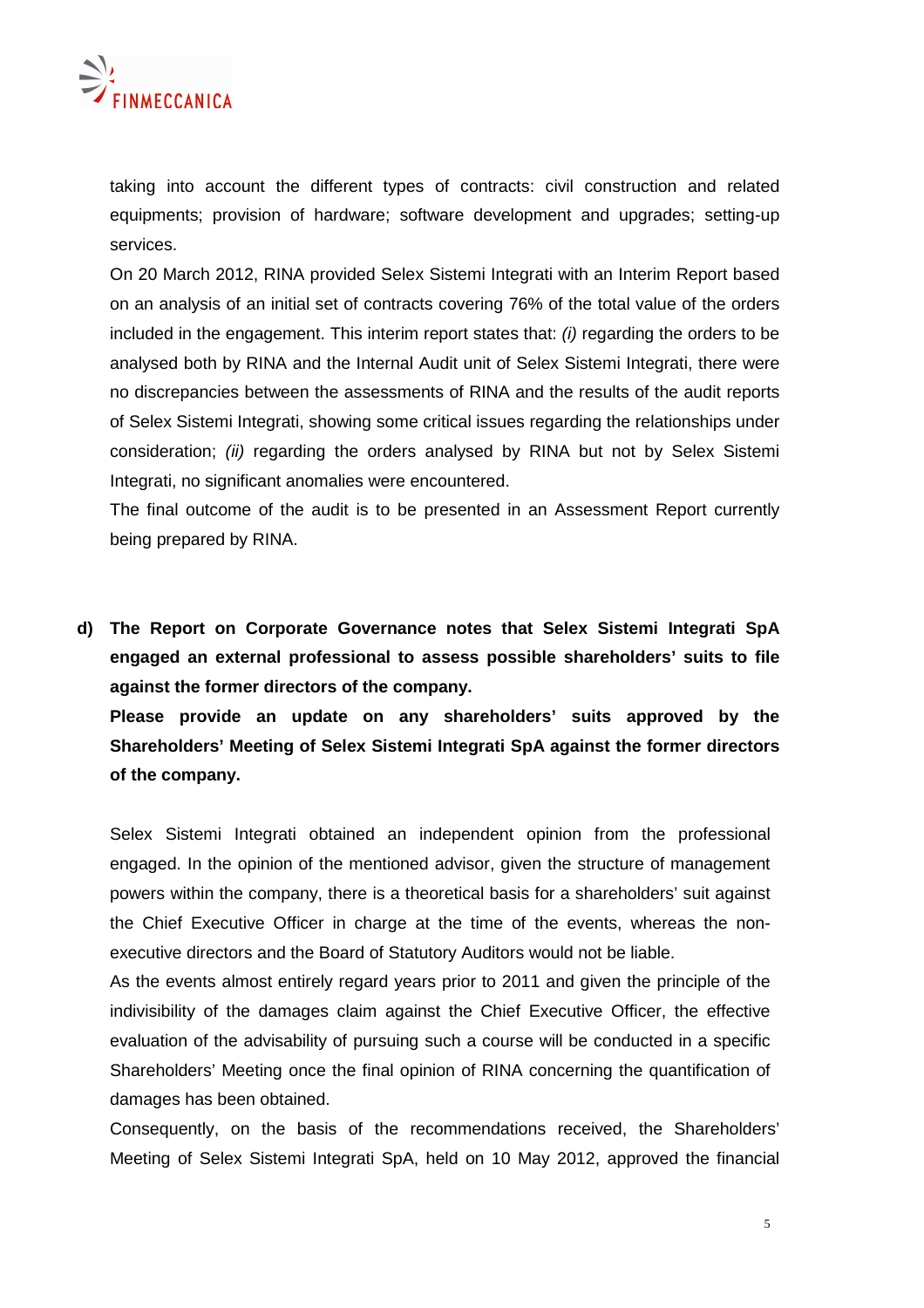taking into account the different types of contracts: civil construction and related equipments; provision of hardware; software development and upgrades; setting-up services.

On 20 March 2012, RINA provided Selex Sistemi Integrati with an Interim Report based on an analysis of an initial set of contracts covering 76% of the total value of the orders included in the engagement. This interim report states that: *(i)* regarding the orders to be analysed both by RINA and the Internal Audit unit of Selex Sistemi Integrati, there were no discrepancies between the assessments of RINA and the results of the audit reports of Selex Sistemi Integrati, showing some critical issues regarding the relationships under consideration; *(ii)* regarding the orders analysed by RINA but not by Selex Sistemi Integrati, no significant anomalies were encountered.

The final outcome of the audit is to be presented in an Assessment Report currently being prepared by RINA.

**d) The Report on Corporate Governance notes that Selex Sistemi Integrati SpA engaged an external professional to assess possible shareholders' suits to file against the former directors of the company.**

**Please provide an update on any shareholders' suits approved by the Shareholders' Meeting of Selex Sistemi Integrati SpA against the former directors of the company.**

Selex Sistemi Integrati obtained an independent opinion from the professional engaged. In the opinion of the mentioned advisor, given the structure of management powers within the company, there is a theoretical basis for a shareholders' suit against the Chief Executive Officer in charge at the time of the events, whereas the non-executive directors and the Board of Statutory Auditors would not be liable.

As the events almost entirely regard years prior to 2011 and given the principle of the indivisibility of the damages claim against the Chief Executive Officer, the effective evaluation of the advisability of pursuing such a course will be conducted in a specific Shareholders' Meeting once the final opinion of RINA concerning the quantification of damages has been obtained.

Consequently, on the basis of the recommendations received, the Shareholders' Meeting of Selex Sistemi Integrati SpA, held on 10 May 2012, approved the financial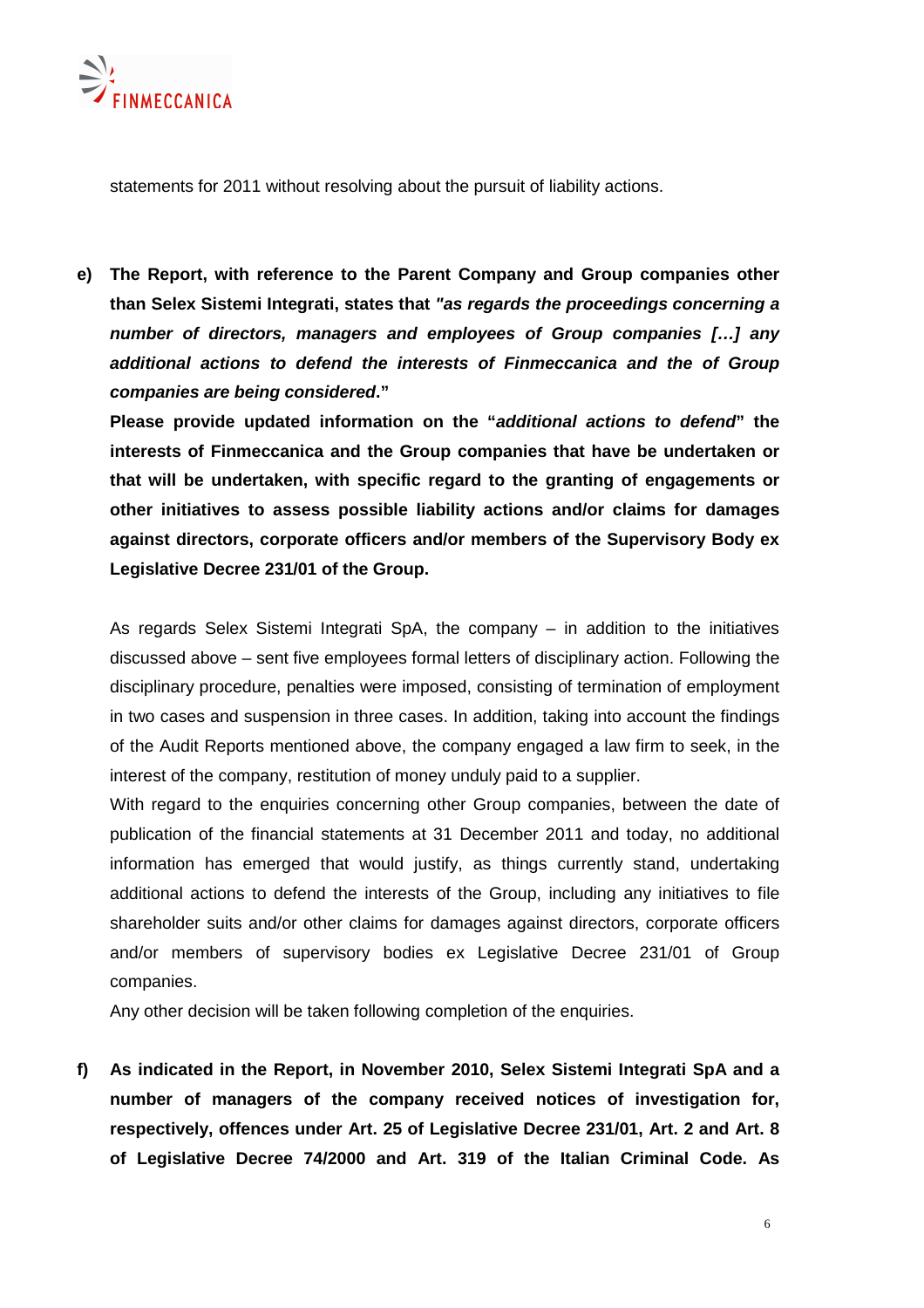statements for 2011 without resolving about the pursuit of liability actions.

e) **The Report, with reference to the Parent Company and Group companies other than Selex Sistemi Integrati, states that *"as regards the proceedings concerning a number of directors, managers and employees of Group companies […] any additional actions to defend the interests of Finmeccanica and the of Group companies are being considered*."**

   **Please provide updated information on the "*additional actions to defend*" the interests of Finmeccanica and the Group companies that have be undertaken or that will be undertaken, with specific regard to the granting of engagements or other initiatives to assess possible liability actions and/or claims for damages against directors, corporate officers and/or members of the Supervisory Body ex Legislative Decree 231/01 of the Group.**

   As regards Selex Sistemi Integrati SpA, the company – in addition to the initiatives discussed above – sent five employees formal letters of disciplinary action. Following the disciplinary procedure, penalties were imposed, consisting of termination of employment in two cases and suspension in three cases. In addition, taking into account the findings of the Audit Reports mentioned above, the company engaged a law firm to seek, in the interest of the company, restitution of money unduly paid to a supplier.

   With regard to the enquiries concerning other Group companies, between the date of publication of the financial statements at 31 December 2011 and today, no additional information has emerged that would justify, as things currently stand, undertaking additional actions to defend the interests of the Group, including any initiatives to file shareholder suits and/or other claims for damages against directors, corporate officers and/or members of supervisory bodies ex Legislative Decree 231/01 of Group companies.

   Any other decision will be taken following completion of the enquiries.

f) **As indicated in the Report, in November 2010, Selex Sistemi Integrati SpA and a number of managers of the company received notices of investigation for, respectively, offences under Art. 25 of Legislative Decree 231/01, Art. 2 and Art. 8 of Legislative Decree 74/2000 and Art. 319 of the Italian Criminal Code. As**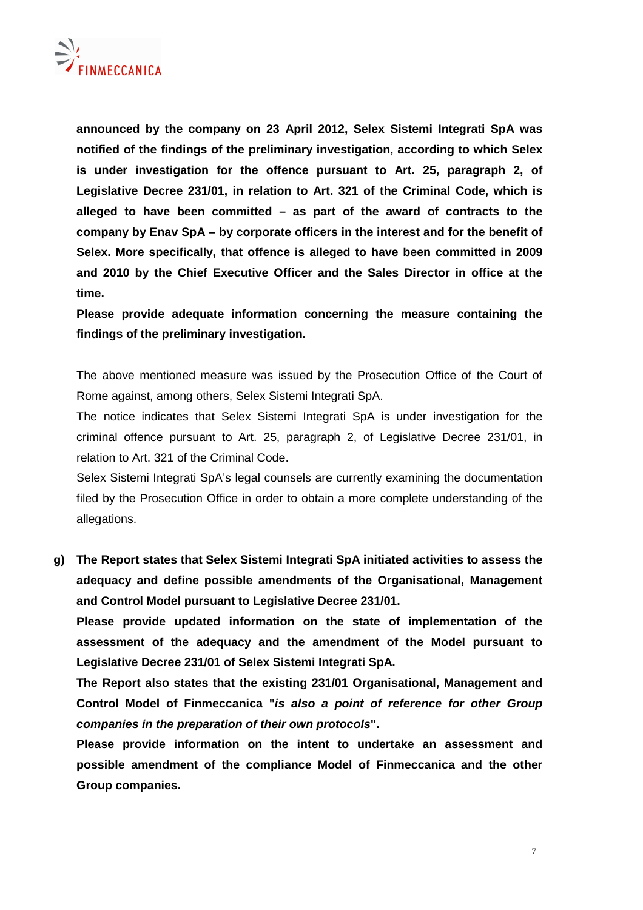**announced by the company on 23 April 2012, Selex Sistemi Integrati SpA was notified of the findings of the preliminary investigation, according to which Selex is under investigation for the offence pursuant to Art. 25, paragraph 2, of Legislative Decree 231/01, in relation to Art. 321 of the Criminal Code, which is alleged to have been committed – as part of the award of contracts to the company by Enav SpA – by corporate officers in the interest and for the benefit of Selex. More specifically, that offence is alleged to have been committed in 2009 and 2010 by the Chief Executive Officer and the Sales Director in office at the time.**

**Please provide adequate information concerning the measure containing the findings of the preliminary investigation.**

The above mentioned measure was issued by the Prosecution Office of the Court of Rome against, among others, Selex Sistemi Integrati SpA.

The notice indicates that Selex Sistemi Integrati SpA is under investigation for the criminal offence pursuant to Art. 25, paragraph 2, of Legislative Decree 231/01, in relation to Art. 321 of the Criminal Code.

Selex Sistemi Integrati SpA's legal counsels are currently examining the documentation filed by the Prosecution Office in order to obtain a more complete understanding of the allegations.

**g) The Report states that Selex Sistemi Integrati SpA initiated activities to assess the adequacy and define possible amendments of the Organisational, Management and Control Model pursuant to Legislative Decree 231/01.**

**Please provide updated information on the state of implementation of the assessment of the adequacy and the amendment of the Model pursuant to Legislative Decree 231/01 of Selex Sistemi Integrati SpA.**

**The Report also states that the existing 231/01 Organisational, Management and Control Model of Finmeccanica "*is also a point of reference for other Group companies in the preparation of their own protocols*".**

**Please provide information on the intent to undertake an assessment and possible amendment of the compliance Model of Finmeccanica and the other Group companies.**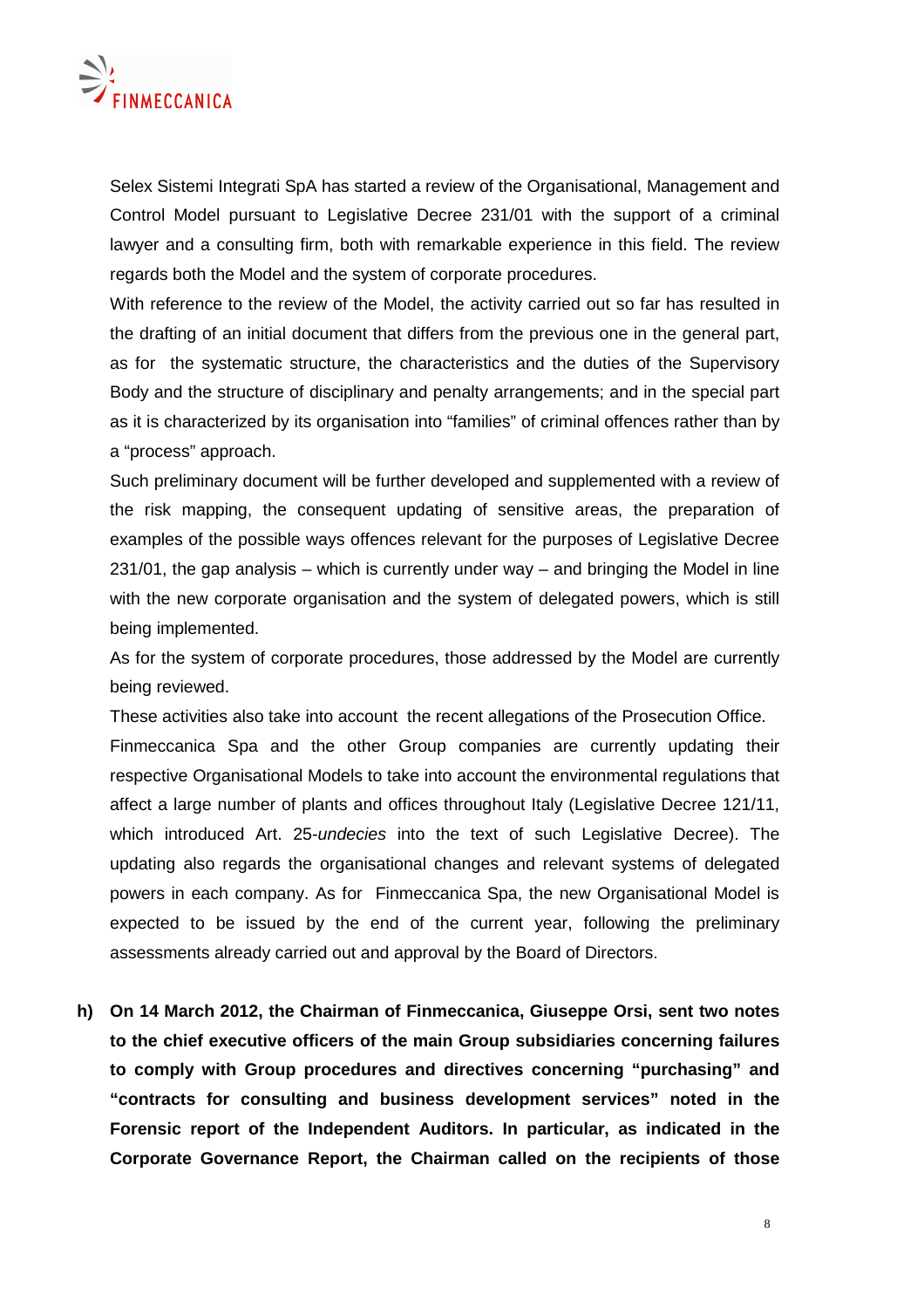Selex Sistemi Integrati SpA has started a review of the Organisational, Management and Control Model pursuant to Legislative Decree 231/01 with the support of a criminal lawyer and a consulting firm, both with remarkable experience in this field. The review regards both the Model and the system of corporate procedures.

With reference to the review of the Model, the activity carried out so far has resulted in the drafting of an initial document that differs from the previous one in the general part, as for the systematic structure, the characteristics and the duties of the Supervisory Body and the structure of disciplinary and penalty arrangements; and in the special part as it is characterized by its organisation into "families" of criminal offences rather than by a "process" approach.

Such preliminary document will be further developed and supplemented with a review of the risk mapping, the consequent updating of sensitive areas, the preparation of examples of the possible ways offences relevant for the purposes of Legislative Decree 231/01, the gap analysis – which is currently under way – and bringing the Model in line with the new corporate organisation and the system of delegated powers, which is still being implemented.

As for the system of corporate procedures, those addressed by the Model are currently being reviewed.

These activities also take into account the recent allegations of the Prosecution Office.

Finmeccanica Spa and the other Group companies are currently updating their respective Organisational Models to take into account the environmental regulations that affect a large number of plants and offices throughout Italy (Legislative Decree 121/11, which introduced Art. 25-*undecies* into the text of such Legislative Decree). The updating also regards the organisational changes and relevant systems of delegated powers in each company. As for Finmeccanica Spa, the new Organisational Model is expected to be issued by the end of the current year, following the preliminary assessments already carried out and approval by the Board of Directors.

**h) On 14 March 2012, the Chairman of Finmeccanica, Giuseppe Orsi, sent two notes to the chief executive officers of the main Group subsidiaries concerning failures to comply with Group procedures and directives concerning "purchasing" and "contracts for consulting and business development services" noted in the Forensic report of the Independent Auditors. In particular, as indicated in the Corporate Governance Report, the Chairman called on the recipients of those**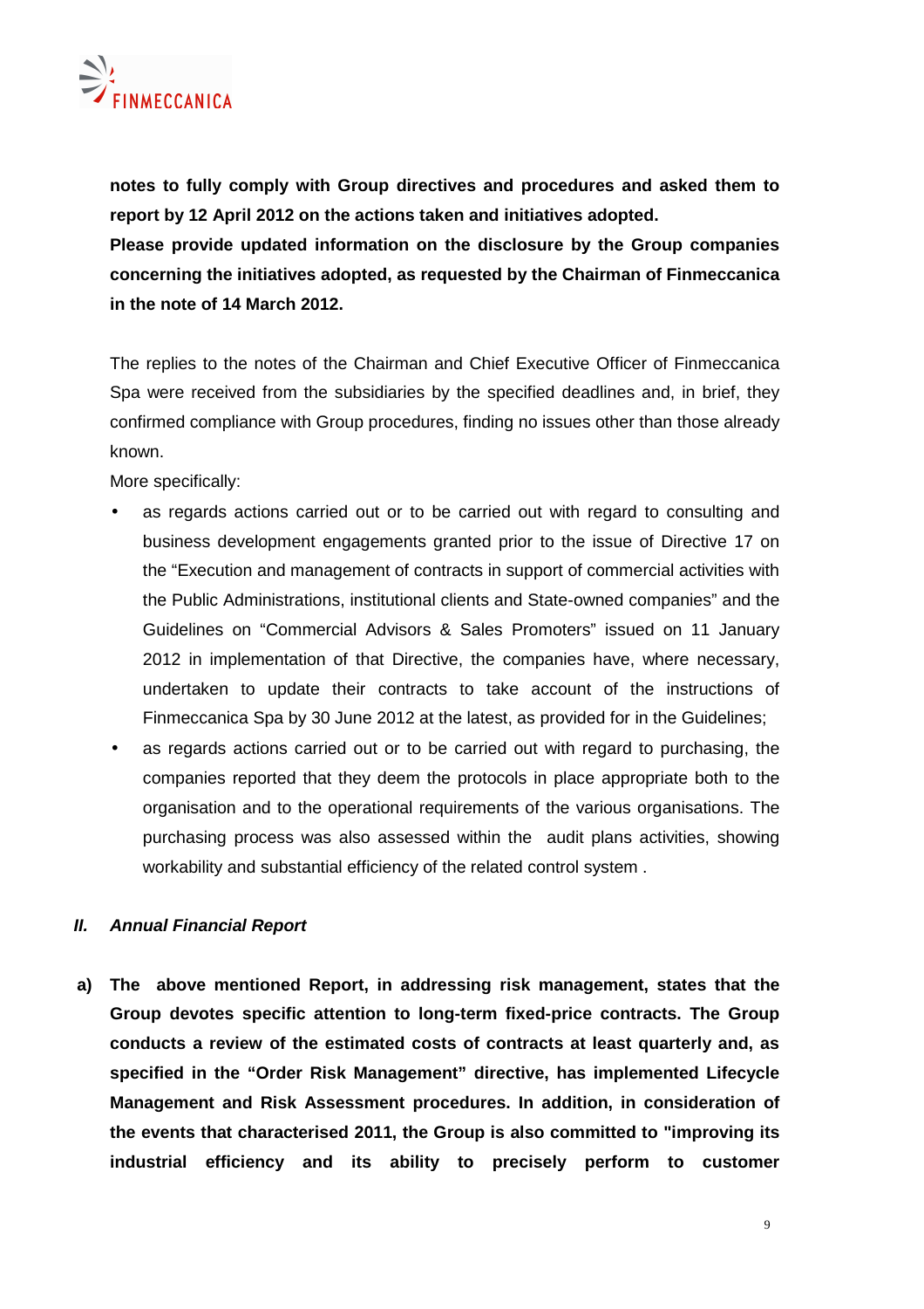**notes to fully comply with Group directives and procedures and asked them to report by 12 April 2012 on the actions taken and initiatives adopted.**

**Please provide updated information on the disclosure by the Group companies concerning the initiatives adopted, as requested by the Chairman of Finmeccanica in the note of 14 March 2012.**

The replies to the notes of the Chairman and Chief Executive Officer of Finmeccanica Spa were received from the subsidiaries by the specified deadlines and, in brief, they confirmed compliance with Group procedures, finding no issues other than those already known.

More specifically:

- as regards actions carried out or to be carried out with regard to consulting and business development engagements granted prior to the issue of Directive 17 on the "Execution and management of contracts in support of commercial activities with the Public Administrations, institutional clients and State-owned companies" and the Guidelines on "Commercial Advisors & Sales Promoters" issued on 11 January 2012 in implementation of that Directive, the companies have, where necessary, undertaken to update their contracts to take account of the instructions of Finmeccanica Spa by 30 June 2012 at the latest, as provided for in the Guidelines;
- as regards actions carried out or to be carried out with regard to purchasing, the companies reported that they deem the protocols in place appropriate both to the organisation and to the operational requirements of the various organisations. The purchasing process was also assessed within the audit plans activities, showing workability and substantial efficiency of the related control system .

## *II. Annual Financial Report*

**a) The above mentioned Report, in addressing risk management, states that the Group devotes specific attention to long-term fixed-price contracts. The Group conducts a review of the estimated costs of contracts at least quarterly and, as specified in the "Order Risk Management" directive, has implemented Lifecycle Management and Risk Assessment procedures. In addition, in consideration of the events that characterised 2011, the Group is also committed to "improving its industrial efficiency and its ability to precisely perform to customer**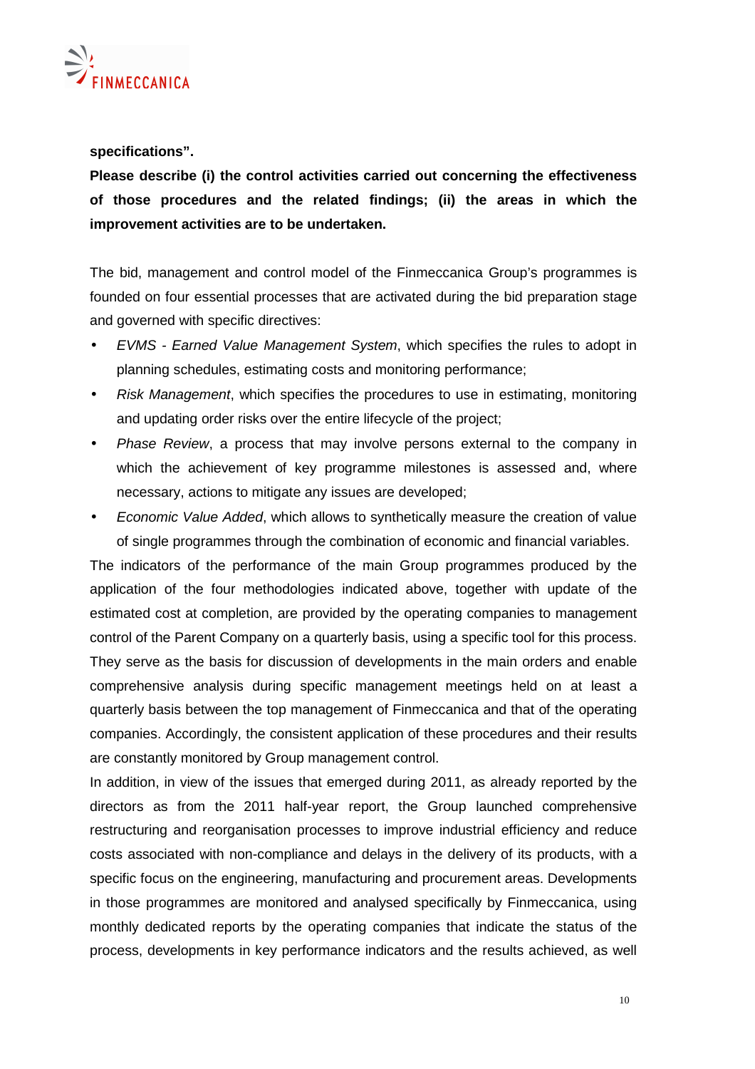**specifications".**

**Please describe (i) the control activities carried out concerning the effectiveness of those procedures and the related findings; (ii) the areas in which the improvement activities are to be undertaken.**

The bid, management and control model of the Finmeccanica Group's programmes is founded on four essential processes that are activated during the bid preparation stage and governed with specific directives:

- *EVMS - Earned Value Management System*, which specifies the rules to adopt in planning schedules, estimating costs and monitoring performance;
- *Risk Management*, which specifies the procedures to use in estimating, monitoring and updating order risks over the entire lifecycle of the project;
- *Phase Review*, a process that may involve persons external to the company in which the achievement of key programme milestones is assessed and, where necessary, actions to mitigate any issues are developed;
- *Economic Value Added*, which allows to synthetically measure the creation of value of single programmes through the combination of economic and financial variables.

The indicators of the performance of the main Group programmes produced by the application of the four methodologies indicated above, together with update of the estimated cost at completion, are provided by the operating companies to management control of the Parent Company on a quarterly basis, using a specific tool for this process. They serve as the basis for discussion of developments in the main orders and enable comprehensive analysis during specific management meetings held on at least a quarterly basis between the top management of Finmeccanica and that of the operating companies. Accordingly, the consistent application of these procedures and their results are constantly monitored by Group management control.

In addition, in view of the issues that emerged during 2011, as already reported by the directors as from the 2011 half-year report, the Group launched comprehensive restructuring and reorganisation processes to improve industrial efficiency and reduce costs associated with non-compliance and delays in the delivery of its products, with a specific focus on the engineering, manufacturing and procurement areas. Developments in those programmes are monitored and analysed specifically by Finmeccanica, using monthly dedicated reports by the operating companies that indicate the status of the process, developments in key performance indicators and the results achieved, as well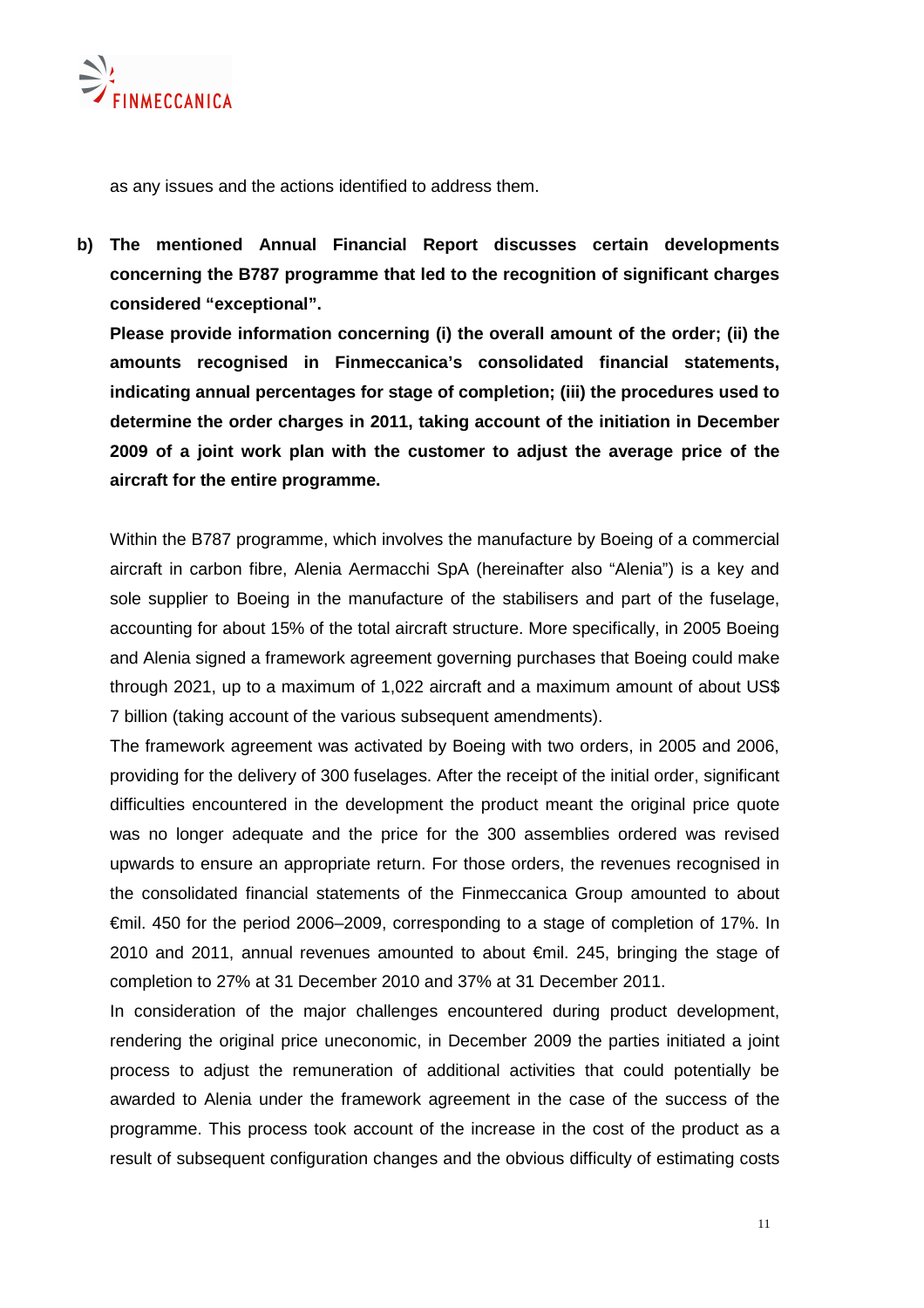as any issues and the actions identified to address them.

b) **The mentioned Annual Financial Report discusses certain developments concerning the B787 programme that led to the recognition of significant charges considered "exceptional".**

   **Please provide information concerning (i) the overall amount of the order; (ii) the amounts recognised in Finmeccanica's consolidated financial statements, indicating annual percentages for stage of completion; (iii) the procedures used to determine the order charges in 2011, taking account of the initiation in December 2009 of a joint work plan with the customer to adjust the average price of the aircraft for the entire programme.**

   Within the B787 programme, which involves the manufacture by Boeing of a commercial aircraft in carbon fibre, Alenia Aermacchi SpA (hereinafter also "Alenia") is a key and sole supplier to Boeing in the manufacture of the stabilisers and part of the fuselage, accounting for about 15% of the total aircraft structure. More specifically, in 2005 Boeing and Alenia signed a framework agreement governing purchases that Boeing could make through 2021, up to a maximum of 1,022 aircraft and a maximum amount of about US$ 7 billion (taking account of the various subsequent amendments).

   The framework agreement was activated by Boeing with two orders, in 2005 and 2006, providing for the delivery of 300 fuselages. After the receipt of the initial order, significant difficulties encountered in the development the product meant the original price quote was no longer adequate and the price for the 300 assemblies ordered was revised upwards to ensure an appropriate return. For those orders, the revenues recognised in the consolidated financial statements of the Finmeccanica Group amounted to about €mil. 450 for the period 2006–2009, corresponding to a stage of completion of 17%. In 2010 and 2011, annual revenues amounted to about €mil. 245, bringing the stage of completion to 27% at 31 December 2010 and 37% at 31 December 2011.

   In consideration of the major challenges encountered during product development, rendering the original price uneconomic, in December 2009 the parties initiated a joint process to adjust the remuneration of additional activities that could potentially be awarded to Alenia under the framework agreement in the case of the success of the programme. This process took account of the increase in the cost of the product as a result of subsequent configuration changes and the obvious difficulty of estimating costs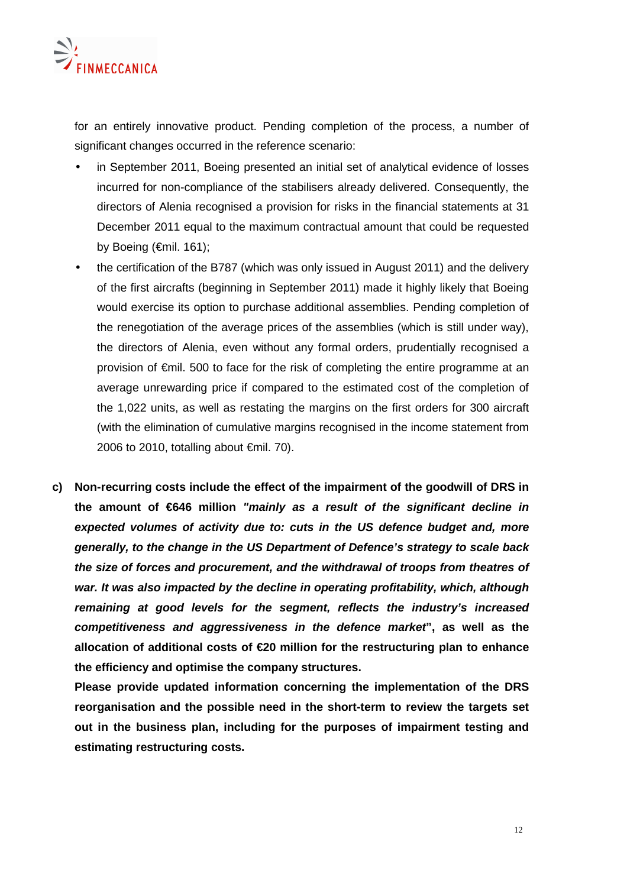for an entirely innovative product. Pending completion of the process, a number of significant changes occurred in the reference scenario:

- in September 2011, Boeing presented an initial set of analytical evidence of losses incurred for non-compliance of the stabilisers already delivered. Consequently, the directors of Alenia recognised a provision for risks in the financial statements at 31 December 2011 equal to the maximum contractual amount that could be requested by Boeing (€mil. 161);
- the certification of the B787 (which was only issued in August 2011) and the delivery of the first aircrafts (beginning in September 2011) made it highly likely that Boeing would exercise its option to purchase additional assemblies. Pending completion of the renegotiation of the average prices of the assemblies (which is still under way), the directors of Alenia, even without any formal orders, prudentially recognised a provision of €mil. 500 to face for the risk of completing the entire programme at an average unrewarding price if compared to the estimated cost of the completion of the 1,022 units, as well as restating the margins on the first orders for 300 aircraft (with the elimination of cumulative margins recognised in the income statement from 2006 to 2010, totalling about €mil. 70).

**c) Non-recurring costs include the effect of the impairment of the goodwill of DRS in the amount of €646 million *"mainly as a result of the significant decline in expected volumes of activity due to: cuts in the US defence budget and, more generally, to the change in the US Department of Defence's strategy to scale back the size of forces and procurement, and the withdrawal of troops from theatres of war. It was also impacted by the decline in operating profitability, which, although remaining at good levels for the segment, reflects the industry's increased competitiveness and aggressiveness in the defence market*", as well as the allocation of additional costs of €20 million for the restructuring plan to enhance the efficiency and optimise the company structures.**

**Please provide updated information concerning the implementation of the DRS reorganisation and the possible need in the short-term to review the targets set out in the business plan, including for the purposes of impairment testing and estimating restructuring costs.**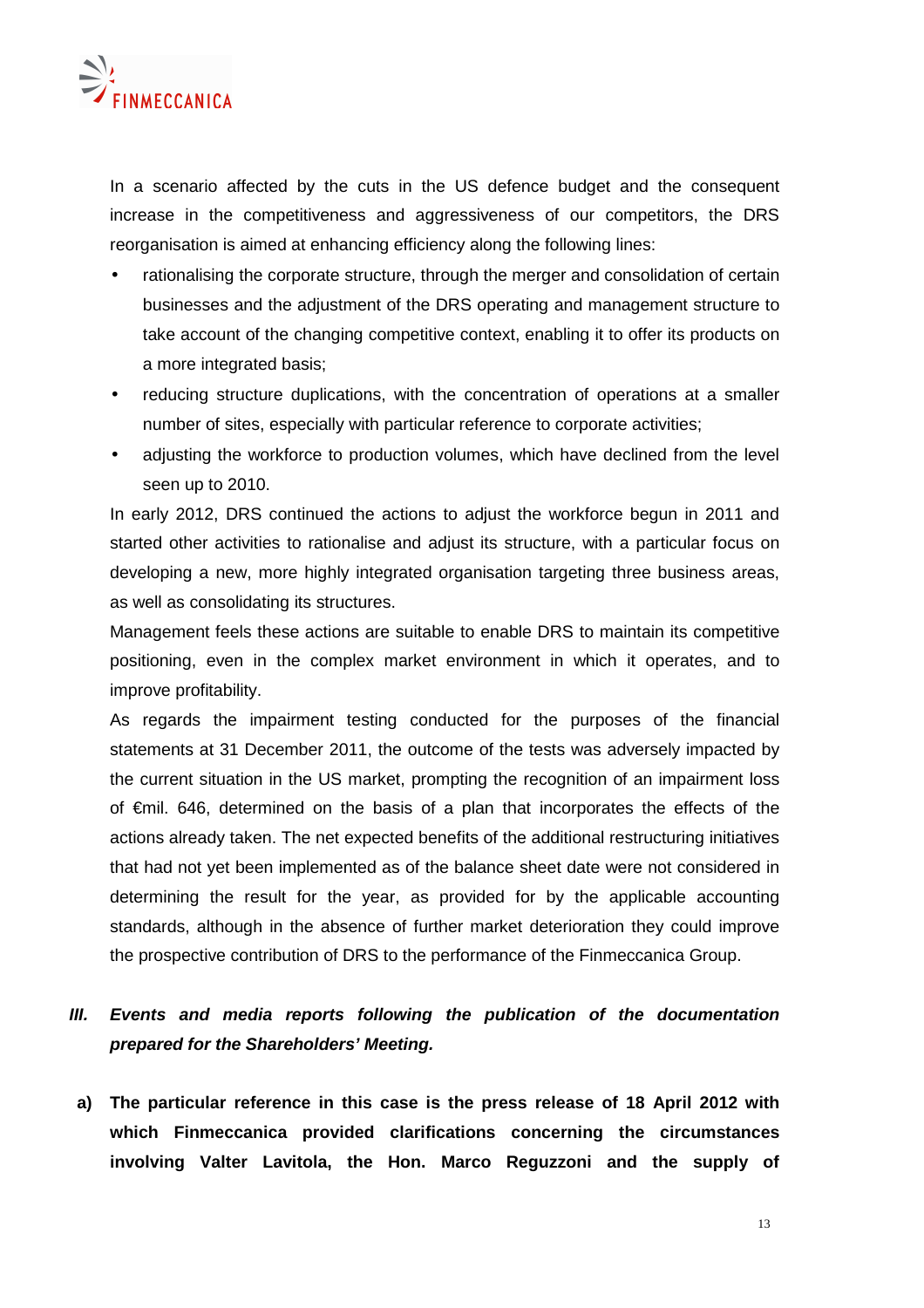In a scenario affected by the cuts in the US defence budget and the consequent increase in the competitiveness and aggressiveness of our competitors, the DRS reorganisation is aimed at enhancing efficiency along the following lines:

- rationalising the corporate structure, through the merger and consolidation of certain businesses and the adjustment of the DRS operating and management structure to take account of the changing competitive context, enabling it to offer its products on a more integrated basis;
- reducing structure duplications, with the concentration of operations at a smaller number of sites, especially with particular reference to corporate activities;
- adjusting the workforce to production volumes, which have declined from the level seen up to 2010.

In early 2012, DRS continued the actions to adjust the workforce begun in 2011 and started other activities to rationalise and adjust its structure, with a particular focus on developing a new, more highly integrated organisation targeting three business areas, as well as consolidating its structures.

Management feels these actions are suitable to enable DRS to maintain its competitive positioning, even in the complex market environment in which it operates, and to improve profitability.

As regards the impairment testing conducted for the purposes of the financial statements at 31 December 2011, the outcome of the tests was adversely impacted by the current situation in the US market, prompting the recognition of an impairment loss of €mil. 646, determined on the basis of a plan that incorporates the effects of the actions already taken. The net expected benefits of the additional restructuring initiatives that had not yet been implemented as of the balance sheet date were not considered in determining the result for the year, as provided for by the applicable accounting standards, although in the absence of further market deterioration they could improve the prospective contribution of DRS to the performance of the Finmeccanica Group.

## *III. Events and media reports following the publication of the documentation prepared for the Shareholders' Meeting.*

**a) The particular reference in this case is the press release of 18 April 2012 with which Finmeccanica provided clarifications concerning the circumstances involving Valter Lavitola, the Hon. Marco Reguzzoni and the supply of**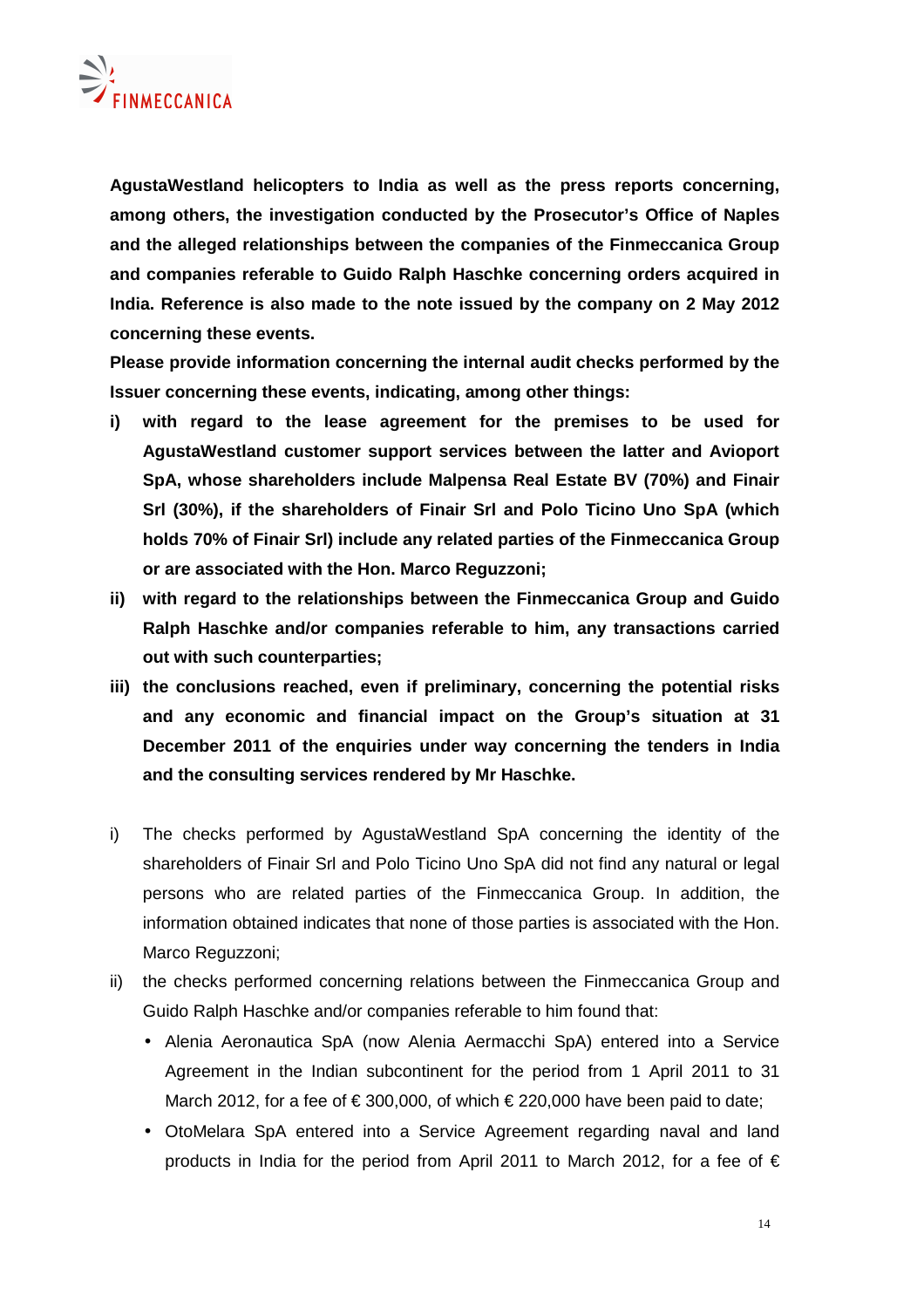**AgustaWestland helicopters to India as well as the press reports concerning, among others, the investigation conducted by the Prosecutor's Office of Naples and the alleged relationships between the companies of the Finmeccanica Group and companies referable to Guido Ralph Haschke concerning orders acquired in India. Reference is also made to the note issued by the company on 2 May 2012 concerning these events.**

**Please provide information concerning the internal audit checks performed by the Issuer concerning these events, indicating, among other things:**

**i) with regard to the lease agreement for the premises to be used for AgustaWestland customer support services between the latter and Avioport SpA, whose shareholders include Malpensa Real Estate BV (70%) and Finair Srl (30%), if the shareholders of Finair Srl and Polo Ticino Uno SpA (which holds 70% of Finair Srl) include any related parties of the Finmeccanica Group or are associated with the Hon. Marco Reguzzoni;**

**ii) with regard to the relationships between the Finmeccanica Group and Guido Ralph Haschke and/or companies referable to him, any transactions carried out with such counterparties;**

**iii) the conclusions reached, even if preliminary, concerning the potential risks and any economic and financial impact on the Group's situation at 31 December 2011 of the enquiries under way concerning the tenders in India and the consulting services rendered by Mr Haschke.**

i) The checks performed by AgustaWestland SpA concerning the identity of the shareholders of Finair Srl and Polo Ticino Uno SpA did not find any natural or legal persons who are related parties of the Finmeccanica Group. In addition, the information obtained indicates that none of those parties is associated with the Hon. Marco Reguzzoni;

ii) the checks performed concerning relations between the Finmeccanica Group and Guido Ralph Haschke and/or companies referable to him found that:

- Alenia Aeronautica SpA (now Alenia Aermacchi SpA) entered into a Service Agreement in the Indian subcontinent for the period from 1 April 2011 to 31 March 2012, for a fee of € 300,000, of which € 220,000 have been paid to date;
- OtoMelara SpA entered into a Service Agreement regarding naval and land products in India for the period from April 2011 to March 2012, for a fee of €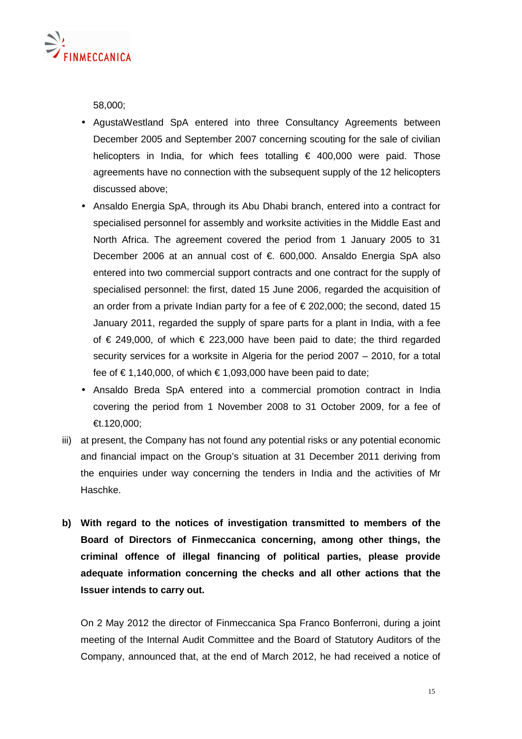58,000;

- AgustaWestland SpA entered into three Consultancy Agreements between December 2005 and September 2007 concerning scouting for the sale of civilian helicopters in India, for which fees totalling € 400,000 were paid. Those agreements have no connection with the subsequent supply of the 12 helicopters discussed above;
- Ansaldo Energia SpA, through its Abu Dhabi branch, entered into a contract for specialised personnel for assembly and worksite activities in the Middle East and North Africa. The agreement covered the period from 1 January 2005 to 31 December 2006 at an annual cost of €. 600,000. Ansaldo Energia SpA also entered into two commercial support contracts and one contract for the supply of specialised personnel: the first, dated 15 June 2006, regarded the acquisition of an order from a private Indian party for a fee of € 202,000; the second, dated 15 January 2011, regarded the supply of spare parts for a plant in India, with a fee of € 249,000, of which € 223,000 have been paid to date; the third regarded security services for a worksite in Algeria for the period 2007 – 2010, for a total fee of € 1,140,000, of which € 1,093,000 have been paid to date;
- Ansaldo Breda SpA entered into a commercial promotion contract in India covering the period from 1 November 2008 to 31 October 2009, for a fee of €t.120,000;

iii) at present, the Company has not found any potential risks or any potential economic and financial impact on the Group's situation at 31 December 2011 deriving from the enquiries under way concerning the tenders in India and the activities of Mr Haschke.

**b) With regard to the notices of investigation transmitted to members of the Board of Directors of Finmeccanica concerning, among other things, the criminal offence of illegal financing of political parties, please provide adequate information concerning the checks and all other actions that the Issuer intends to carry out.**

On 2 May 2012 the director of Finmeccanica Spa Franco Bonferroni, during a joint meeting of the Internal Audit Committee and the Board of Statutory Auditors of the Company, announced that, at the end of March 2012, he had received a notice of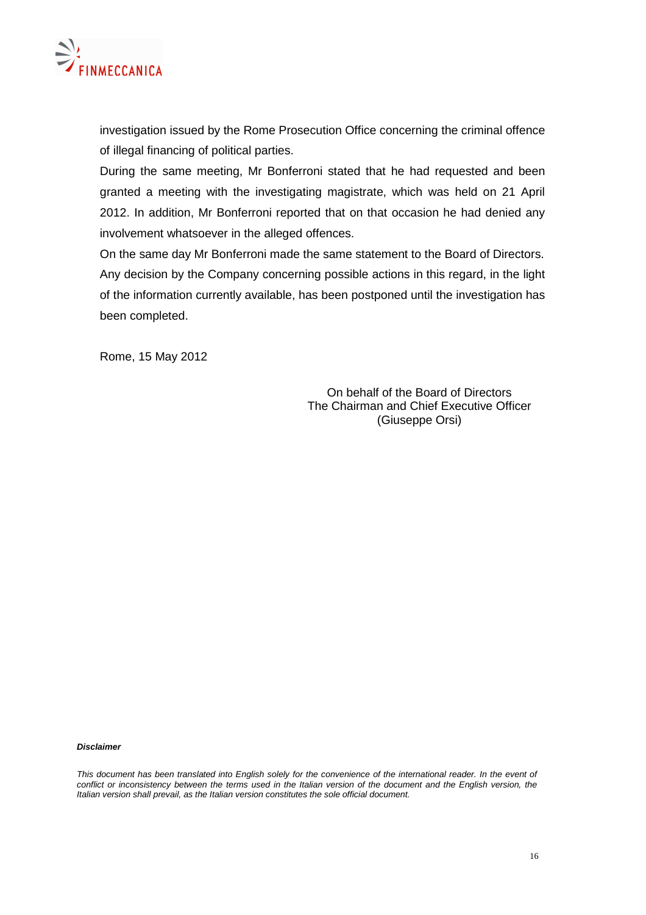investigation issued by the Rome Prosecution Office concerning the criminal offence of illegal financing of political parties.

During the same meeting, Mr Bonferroni stated that he had requested and been granted a meeting with the investigating magistrate, which was held on 21 April 2012. In addition, Mr Bonferroni reported that on that occasion he had denied any involvement whatsoever in the alleged offences.

On the same day Mr Bonferroni made the same statement to the Board of Directors. Any decision by the Company concerning possible actions in this regard, in the light of the information currently available, has been postponed until the investigation has been completed.

Rome, 15 May 2012

On behalf of the Board of Directors
The Chairman and Chief Executive Officer
(Giuseppe Orsi)

***Disclaimer***

*This document has been translated into English solely for the convenience of the international reader. In the event of conflict or inconsistency between the terms used in the Italian version of the document and the English version, the Italian version shall prevail, as the Italian version constitutes the sole official document.*